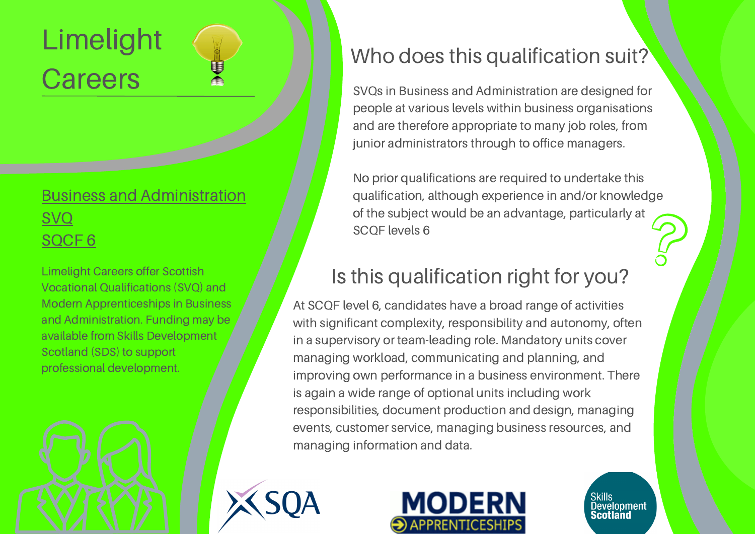# Limelight Careers

## Business and Administration SVQ SQCF 6

Limelight Careers offer Scottish Vocational Qualifications (SVQ) and Modern Apprenticeships in Business and Administration. Funding may be available from Skills Development Scotland (SDS) to support professional development.

## Who does this qualification suit?

SVQs in Business and Administration are designed for people at various levels within business organisations and are therefore appropriate to many job roles, from junior administrators through to office managers.

No prior qualifications are required to undertake this qualification, although experience in and/or knowledge of the subject would be an advantage, particularly at SCQF levels 6

## Is this qualification right for you?

At SCQF level 6, candidates have a broad range of activities with significant complexity, responsibility and autonomy, often in a supervisory or team-leading role. Mandatory units cover managing workload, communicating and planning, and improving own performance in a business environment. There is again a wide range of optional units including work responsibilities, document production and design, managing events, customer service, managing business resources, and managing information and data.

SQA

MODERN APPRENTICESHIPS

Skills Development Scotland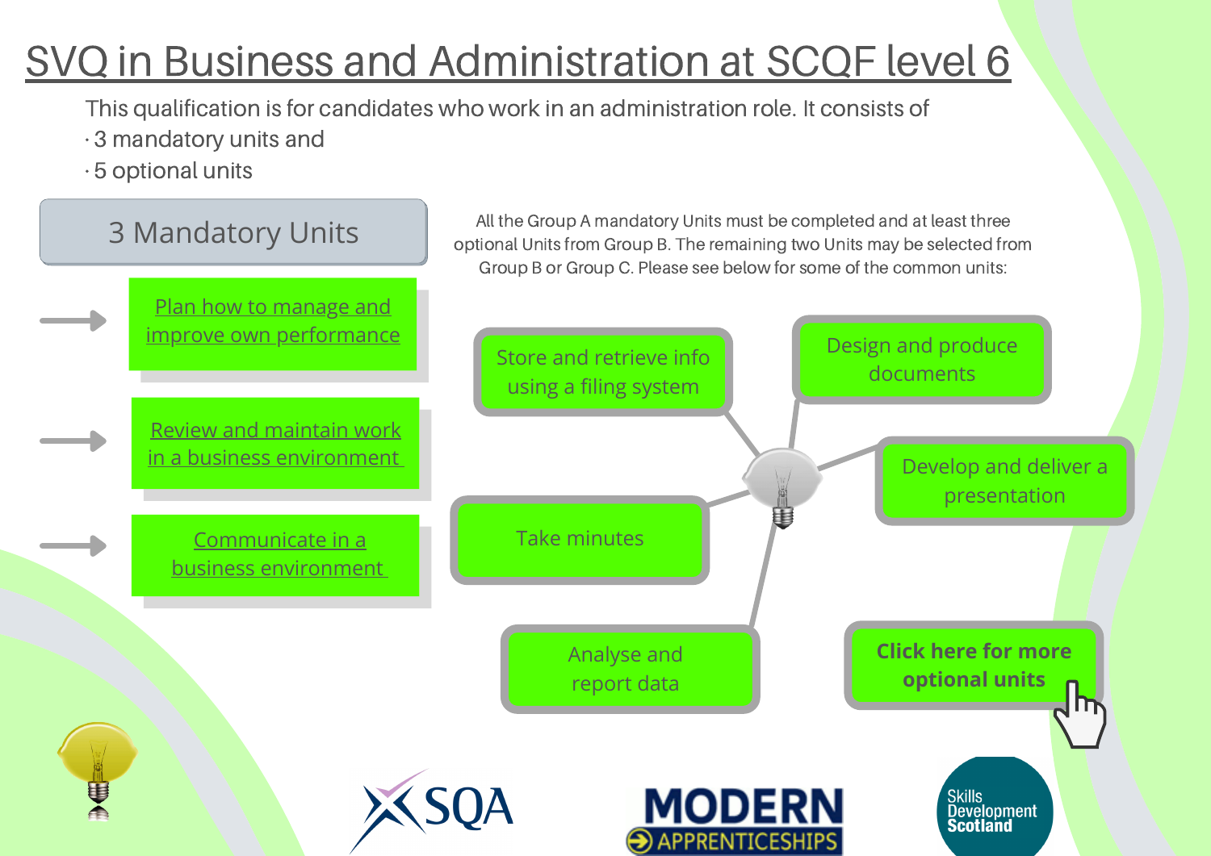# SVQ in Business and Administration at SCQF level 6

This qualification is for candidates who work in an administration role. It consists of

- 3 mandatory units and
- 5 optional units

## 3 Mandatory Units

- Plan how to manage and improve own performance
- Review and maintain work in a business environment
- Communicate in a business environment

All the Group A mandatory Units must be completed and at least three optional Units from Group B. The remaining two Units may be selected from Group B or Group C. Please see below for some of the common units:

- Store and retrieve info using a filing system
- Design and produce documents
- Develop and deliver a presentation
- Take minutes
- Analyse and report data

**Click here for more optional units**

SQA

MODERN APPRENTICESHIPS

Skills Development Scotland